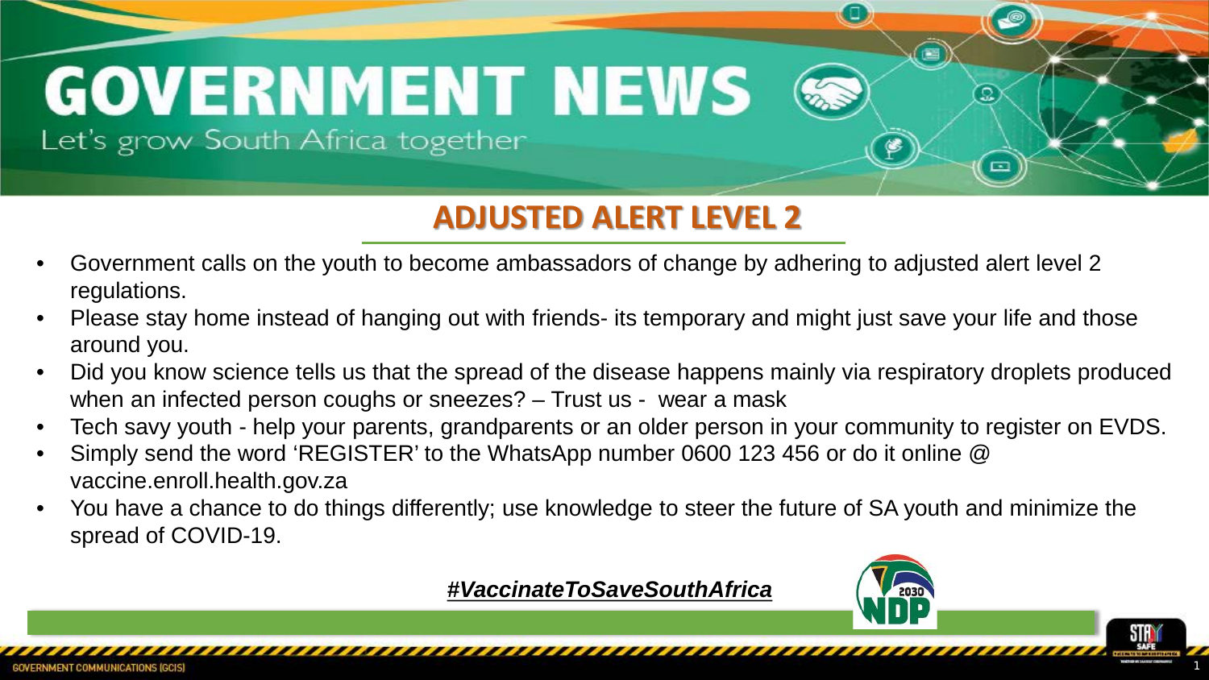# GOVERNMENT NEWS

Let's grow South Africa together

## ADJUSTED ALERT LEVEL 2

- Government calls on the youth to become ambassadors of change by adhering to adjusted alert level 2 regulations.
- Please stay home instead of hanging out with friends- its temporary and might just save your life and those around you.
- Did you know science tells us that the spread of the disease happens mainly via respiratory droplets produced when an infected person coughs or sneezes? – Trust us - wear a mask
- Tech savy youth - help your parents, grandparents or an older person in your community to register on EVDS.
- Simply send the word 'REGISTER' to the WhatsApp number 0600 123 456 or do it online @ vaccine.enroll.health.gov.za
- You have a chance to do things differently; use knowledge to steer the future of SA youth and minimize the spread of COVID-19.

***#VaccinateToSaveSouthAfrica***

2030 NDP

STAY SAFE

GOVERNMENT COMMUNICATIONS (GCIS)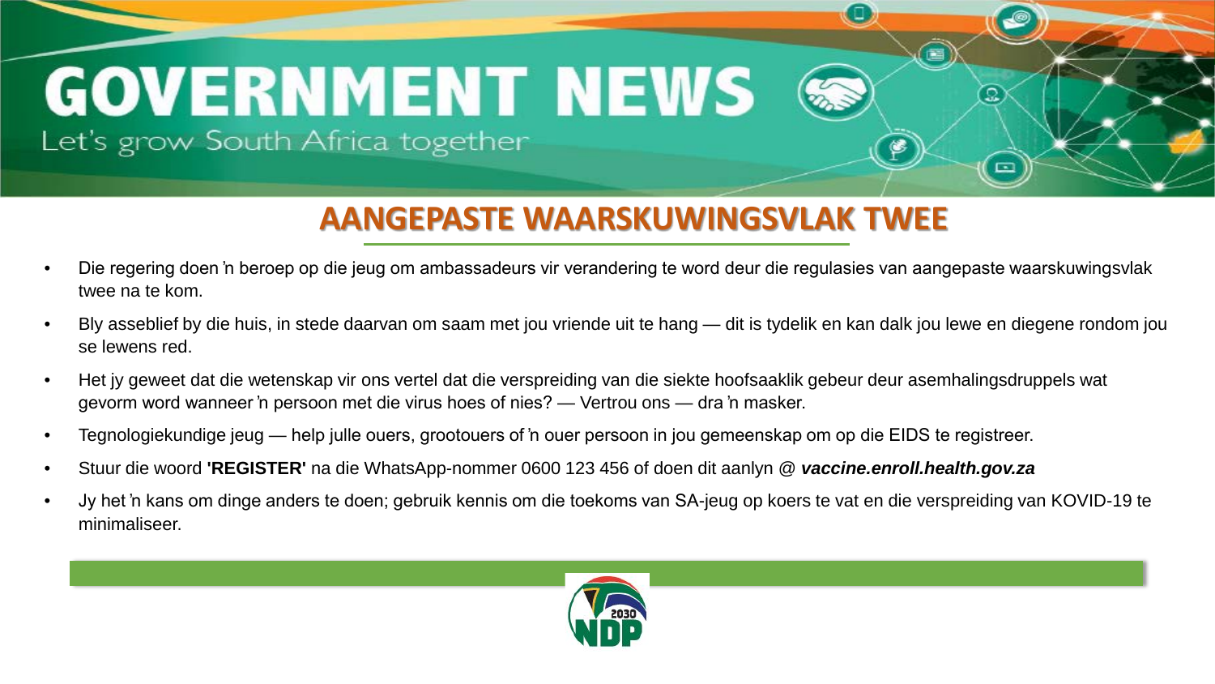# GOVERNMENT NEWS

Let's grow South Africa together

## AANGEPASTE WAARSKUWINGSVLAK TWEE

- Die regering doen ŉ beroep op die jeug om ambassadeurs vir verandering te word deur die regulasies van aangepaste waarskuwingsvlak twee na te kom.
- Bly asseblief by die huis, in stede daarvan om saam met jou vriende uit te hang — dit is tydelik en kan dalk jou lewe en diegene rondom jou se lewens red.
- Het jy geweet dat die wetenskap vir ons vertel dat die verspreiding van die siekte hoofsaaklik gebeur deur asemhalingsdruppels wat gevorm word wanneer ŉ persoon met die virus hoes of nies? — Vertrou ons — dra ŉ masker.
- Tegnologiekundige jeug — help julle ouers, grootouers of ŉ ouer persoon in jou gemeenskap om op die EIDS te registreer.
- Stuur die woord **'REGISTER'** na die WhatsApp-nommer 0600 123 456 of doen dit aanlyn @ ***vaccine.enroll.health.gov.za***
- Jy het ŉ kans om dinge anders te doen; gebruik kennis om die toekoms van SA-jeug op koers te vat en die verspreiding van KOVID-19 te minimaliseer.

2030 NDP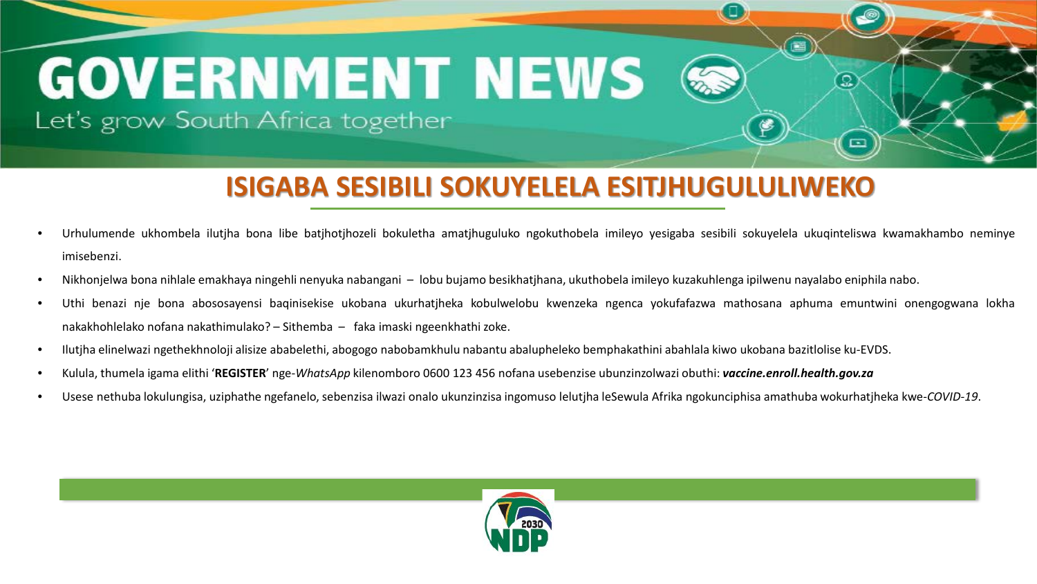## ISIGABA SESIBILI SOKUYELELA ESITJHUGULULIWEKO

- Urhulumende ukhombela ilutjha bona libe batjhotjhozeli bokuletha amatjhuguluko ngokuthobela imileyo yesigaba sesibili sokuyelela ukuqinteliswa kwamakhambo neminye imisebenzi.
- Nikhonjelwa bona nihlale emakhaya ningehli nenyuka nabangani – lobu bujamo besikhatjhana, ukuthobela imileyo kuzakuhlenga ipilwenu nayalabo eniphila nabo.
- Uthi benazi nje bona abososayensi baqinisekise ukobana ukurhatjheka kobulwelobu kwenzeka ngenca yokufafazwa mathosana aphuma emuntwini onengogwana lokha nakakhohlelako nofana nakathimulako? – Sithemba – faka imaski ngeenkhathi zoke.
- Ilutjha elinelwazi ngethekhnoloji alisize ababelethi, abogogo nabobamkhulu nabantu abalupheleko bemphakathini abahlala kiwo ukobana bazitlolise ku-EVDS.
- Kulula, thumela igama elithi '**REGISTER**' nge-*WhatsApp* kilenomboro 0600 123 456 nofana usebenzise ubunzinzolwazi obuthi: ***vaccine.enroll.health.gov.za***
- Usese nethuba lokulungisa, uziphathe ngefanelo, sebenzisa ilwazi onalo ukunzinzisa ingomuso lelutjha leSewula Afrika ngokunciphisa amathuba wokurhatjheka kwe-*COVID-19*.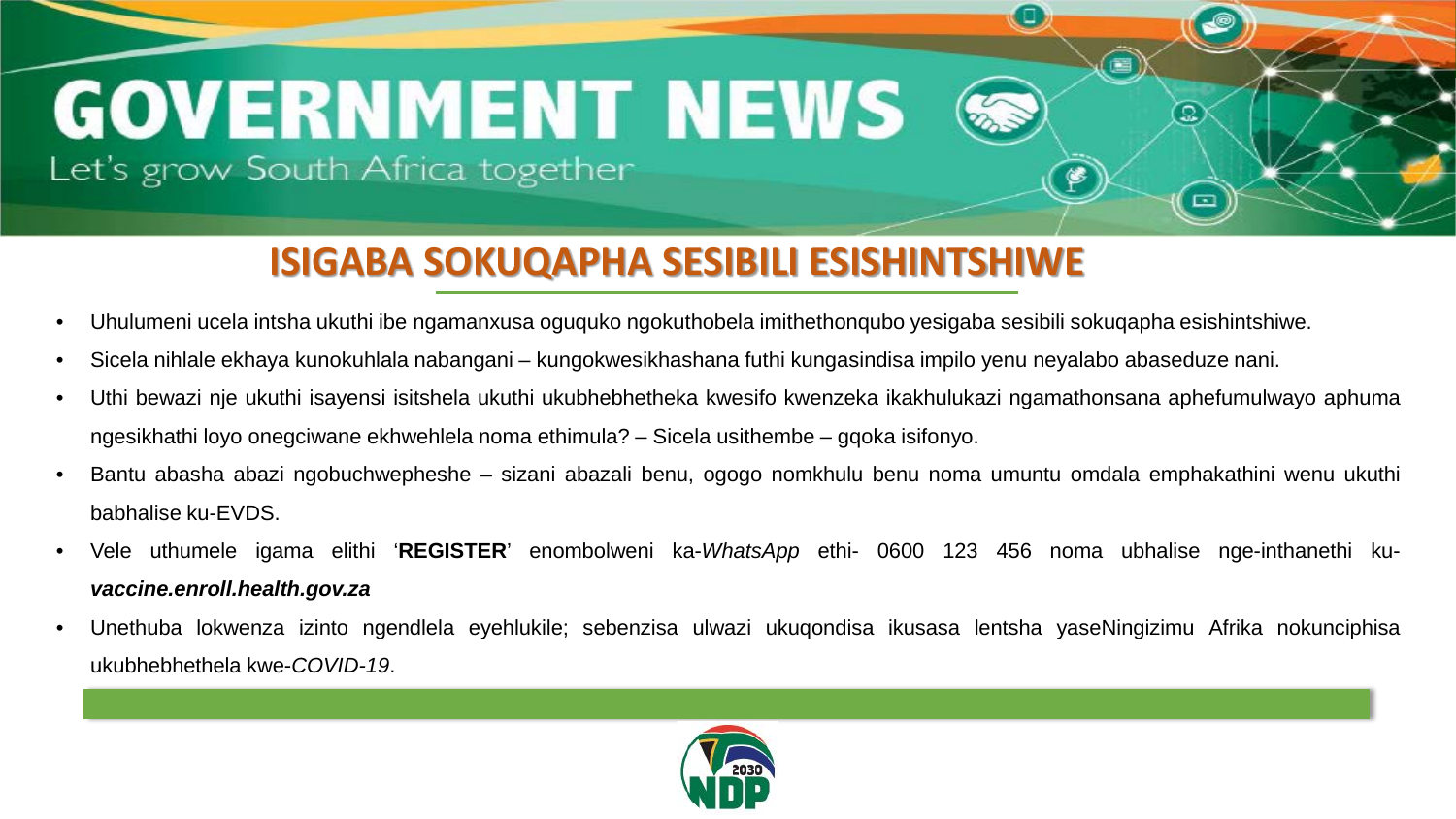# GOVERNMENT NEWS

Let's grow South Africa together

## ISIGABA SOKUQAPHA SESIBILI ESISHINTSHIWE

- Uhulumeni ucela intsha ukuthi ibe ngamanxusa oguquko ngokuthobela imithethonqubo yesigaba sesibili sokuqapha esishintshiwe.
- Sicela nihlale ekhaya kunokuhlala nabangani – kungokwesikhashana futhi kungasindisa impilo yenu neyalabo abaseduze nani.
- Uthi bewazi nje ukuthi isayensi isitshela ukuthi ukubhebhetheka kwesifo kwenzeka ikakhulukazi ngamathonsana aphefumulwayo aphuma ngesikhathi loyo onegciwane ekhwehlela noma ethimula? – Sicela usithembe – gqoka isifonyo.
- Bantu abasha abazi ngobuchwepheshe – sizani abazali benu, ogogo nomkhulu benu noma umuntu omdala emphakathini wenu ukuthi babhalise ku-EVDS.
- Vele uthumele igama elithi '**REGISTER**' enombolweni ka-*WhatsApp* ethi- 0600 123 456 noma ubhalise nge-inthanethi ku-***vaccine.enroll.health.gov.za***
- Unethuba lokwenza izinto ngendlela eyehlukile; sebenzisa ulwazi ukuqondisa ikusasa lentsha yaseNingizimu Afrika nokunciphisa ukubhebhethela kwe-*COVID-19*.

2030 NDP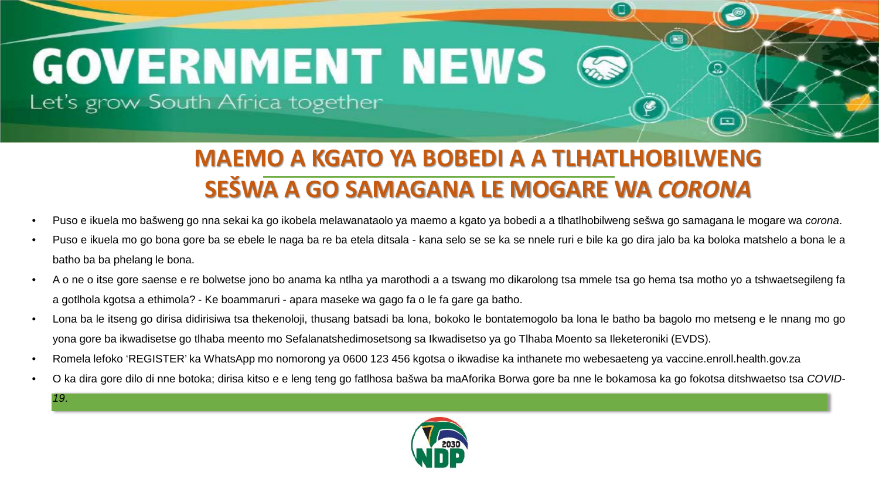# GOVERNMENT NEWS

Let's grow South Africa together

## MAEMO A KGATO YA BOBEDI A A TLHATLHOBILWENG SEŠWA A GO SAMAGANA LE MOGARE WA *CORONA*

- Puso e ikuela mo bašweng go nna sekai ka go ikobela melawanataolo ya maemo a kgato ya bobedi a a tlhatlhobilweng sešwa go samagana le mogare wa *corona*.
- Puso e ikuela mo go bona gore ba se ebele le naga ba re ba etela ditsala - kana selo se se ka se nnele ruri e bile ka go dira jalo ba ka boloka matshelo a bona le a batho ba ba phelang le bona.
- A o ne o itse gore saense e re bolwetse jono bo anama ka ntlha ya marothodi a a tswang mo dikarolong tsa mmele tsa go hema tsa motho yo a tshwaetsegileng fa a gotlhola kgotsa a ethimola? - Ke boammaruri - apara maseke wa gago fa o le fa gare ga batho.
- Lona ba le itseng go dirisa didirisiwa tsa thekenoloji, thusang batsadi ba lona, bokoko le bontatemogolo ba lona le batho ba bagolo mo metseng e le nnang mo go yona gore ba ikwadisetse go tlhaba meento mo Sefalanatshedimosetsong sa Ikwadisetso ya go Tlhaba Moento sa Ileketeroniki (EVDS).
- Romela lefoko 'REGISTER' ka WhatsApp mo nomorong ya 0600 123 456 kgotsa o ikwadise ka inthanete mo webesaeteng ya vaccine.enroll.health.gov.za
- O ka dira gore dilo di nne botoka; dirisa kitso e e leng teng go fatlhosa bašwa ba maAforika Borwa gore ba nne le bokamosa ka go fokotsa ditshwaetso tsa *COVID-19*.

NDP 2030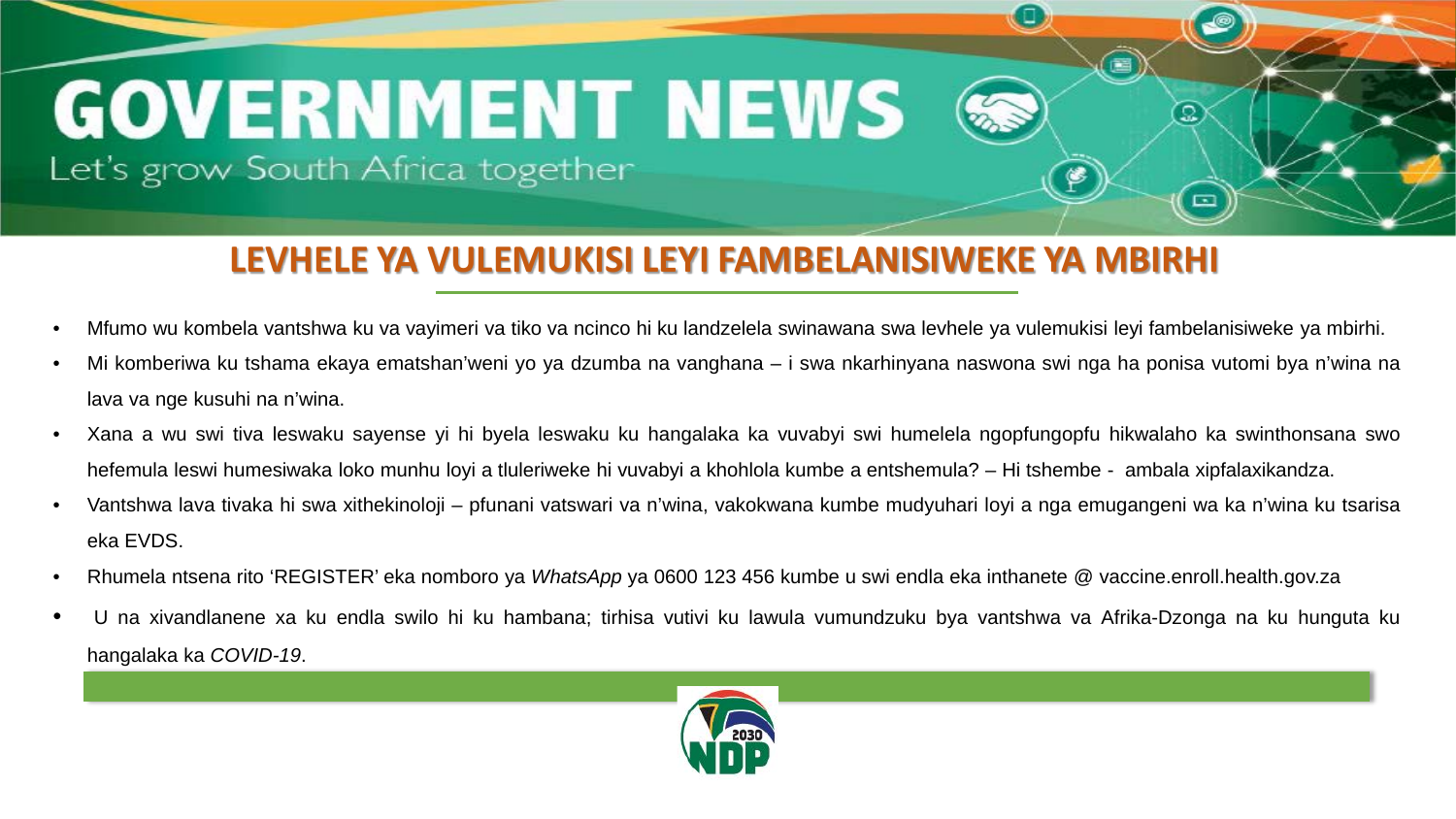# GOVERNMENT NEWS

Let's grow South Africa together

## LEVHELE YA VULEMUKISI LEYI FAMBELANISIWEKE YA MBIRHI

- Mfumo wu kombela vantshwa ku va vayimeri va tiko va ncinco hi ku landzelela swinawana swa levhele ya vulemukisi leyi fambelanisiweke ya mbirhi.
- Mi komberiwa ku tshama ekaya ematshan'weni yo ya dzumba na vanghana – i swa nkarhinyana naswona swi nga ha ponisa vutomi bya n'wina na lava va nge kusuhi na n'wina.
- Xana a wu swi tiva leswaku sayense yi hi byela leswaku ku hangalaka ka vuvabyi swi humelela ngopfungopfu hikwalaho ka swinthonsana swo hefemula leswi humesiwaka loko munhu loyi a tluleriweke hi vuvabyi a khohlola kumbe a entshemula? – Hi tshembe - ambala xipfalaxikandza.
- Vantshwa lava tivaka hi swa xithekinoloji – pfunani vatswari va n'wina, vakokwana kumbe mudyuhari loyi a nga emugangeni wa ka n'wina ku tsarisa eka EVDS.
- Rhumela ntsena rito 'REGISTER' eka nomboro ya *WhatsApp* ya 0600 123 456 kumbe u swi endla eka inthanete @ vaccine.enroll.health.gov.za
- U na xivandlanene xa ku endla swilo hi ku hambana; tirhisa vutivi ku lawula vumundzuku bya vantshwa va Afrika-Dzonga na ku hunguta ku hangalaka ka *COVID-19*.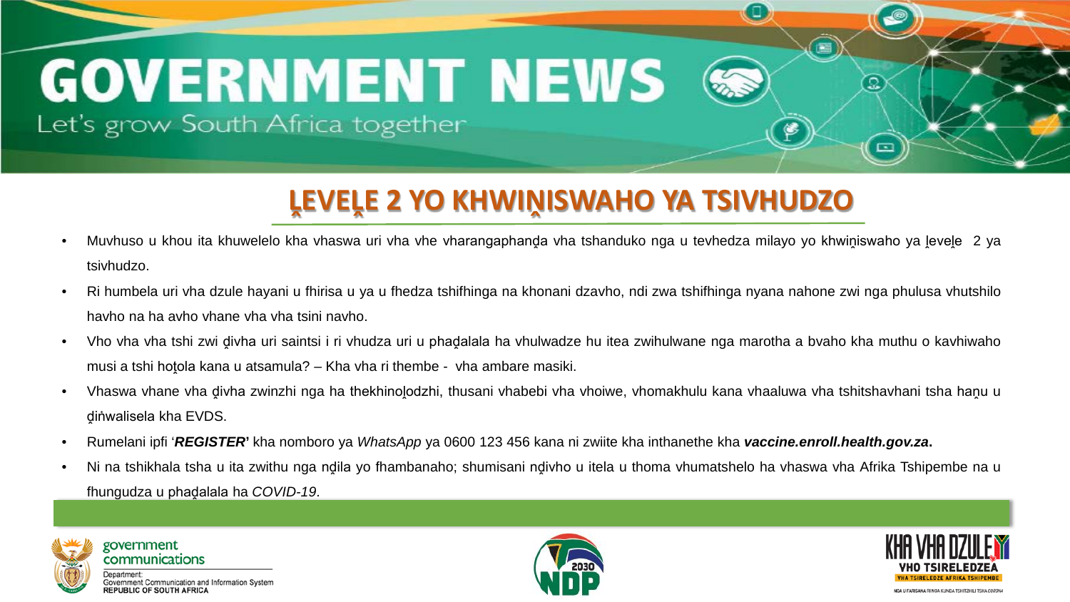# GOVERNMENT NEWS

Let's grow South Africa together

## ḼEVEḼE 2 YO KHWIṆISWAHO YA TSIVHUDZO

- Muvhuso u khou ita khuwelelo kha vhaswa uri vha vhe vharangaphanḓa vha tshanduko nga u tevhedza milayo yo khwiṇiswaho ya ḽeveḽe 2 ya tsivhudzo.
- Ri humbela uri vha dzule hayani u fhirisa u ya u fhedza tshifhinga na khonani dzavho, ndi zwa tshifhinga nyana nahone zwi nga phulusa vhutshilo havho na ha avho vhane vha vha tsini navho.
- Vho vha vha tshi zwi ḓivha uri saintsi i ri vhudza uri u phaḓalala ha vhulwadze hu itea zwihulwane nga marotha a bvaho kha muthu o kavhiwaho musi a tshi hoṱola kana u atsamula? – Kha vha ri thembe - vha ambare masiki.
- Vhaswa vhane vha ḓivha zwinzhi nga ha thekhinoḽodzhi, thusani vhabebi vha vhoiwe, vhomakhulu kana vhaaluwa vha tshitshavhani tsha haṋu u ḓiṅwalisela kha EVDS.
- Rumelani ipfi '***REGISTER***' kha nomboro ya *WhatsApp* ya 0600 123 456 kana ni zwiite kha inthanethe kha ***vaccine.enroll.health.gov.za***.
- Ni na tshikhala tsha u ita zwithu nga nḓila yo fhambanaho; shumisani nḓivho u itela u thoma vhumatshelo ha vhaswa vha Afrika Tshipembe na u fhungudza u phaḓalala ha *COVID-19*.

government communications
Department:
Government Communication and Information System
REPUBLIC OF SOUTH AFRICA

2030 NDP

KHA VHA DZULE VHO TSIRELEDZEA
VHA TSIRELEDZE AFRIKA TSHIPEMBE
NGA U FARISANA RI NGA KUNDA TSHITZHILI TSHA CORONA